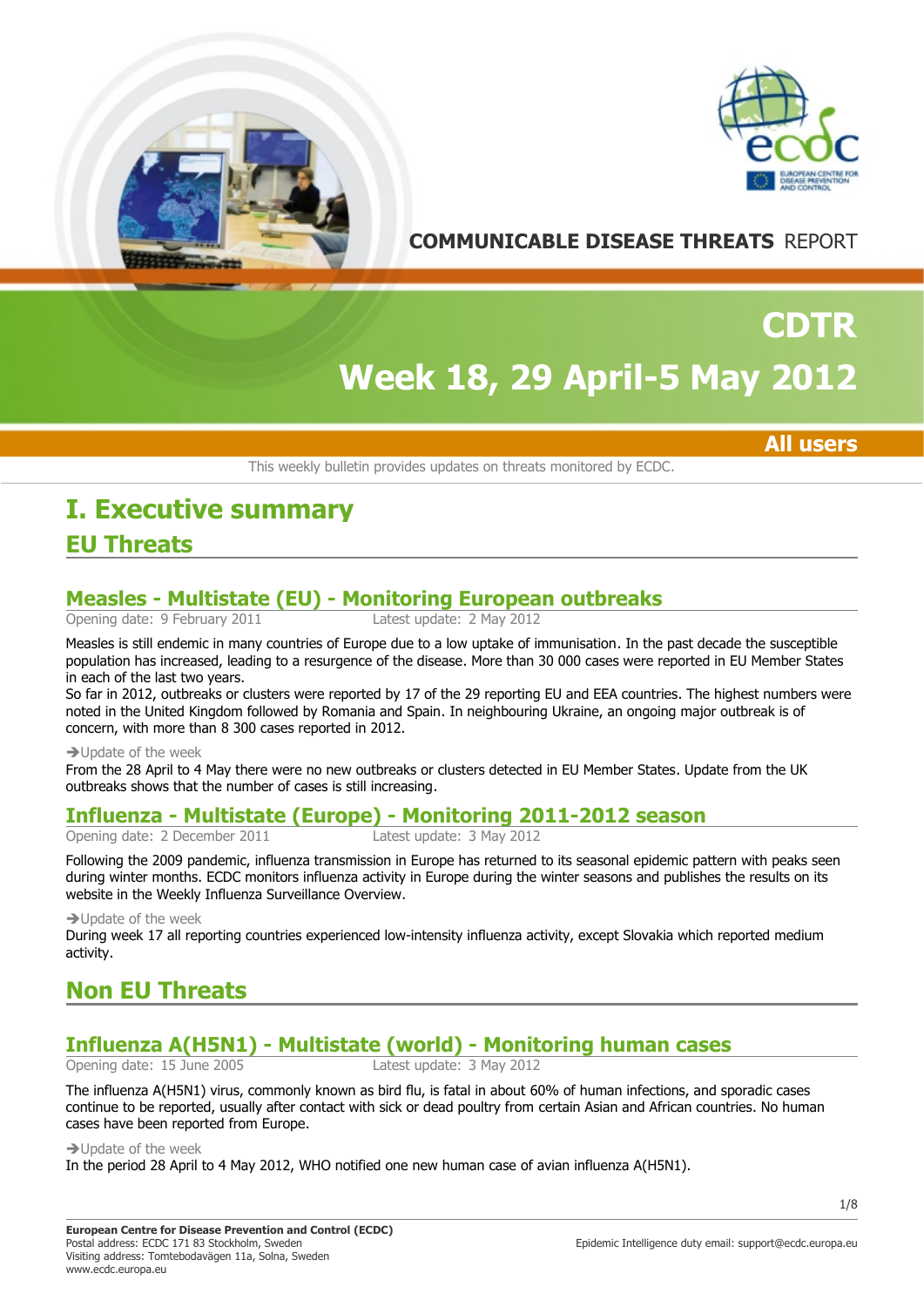COMMUNICABLE DISEASE THREATS REPORT

# CDTR

# Week 18, 29 April-5 May 2012

**All users**

This weekly bulletin provides updates on threats monitored by ECDC.

# I. Executive summary

## EU Threats

### Measles - Multistate (EU) - Monitoring European outbreaks

Opening date: 9 February 2011 Latest update: 2 May 2012

Measles is still endemic in many countries of Europe due to a low uptake of immunisation. In the past decade the susceptible population has increased, leading to a resurgence of the disease. More than 30 000 cases were reported in EU Member States in each of the last two years.
So far in 2012, outbreaks or clusters were reported by 17 of the 29 reporting EU and EEA countries. The highest numbers were noted in the United Kingdom followed by Romania and Spain. In neighbouring Ukraine, an ongoing major outbreak is of concern, with more than 8 300 cases reported in 2012.

→Update of the week

From the 28 April to 4 May there were no new outbreaks or clusters detected in EU Member States. Update from the UK outbreaks shows that the number of cases is still increasing.

### Influenza - Multistate (Europe) - Monitoring 2011-2012 season

Opening date: 2 December 2011 Latest update: 3 May 2012

Following the 2009 pandemic, influenza transmission in Europe has returned to its seasonal epidemic pattern with peaks seen during winter months. ECDC monitors influenza activity in Europe during the winter seasons and publishes the results on its website in the Weekly Influenza Surveillance Overview.

→Update of the week

During week 17 all reporting countries experienced low-intensity influenza activity, except Slovakia which reported medium activity.

## Non EU Threats

### Influenza A(H5N1) - Multistate (world) - Monitoring human cases

Opening date: 15 June 2005 Latest update: 3 May 2012

The influenza A(H5N1) virus, commonly known as bird flu, is fatal in about 60% of human infections, and sporadic cases continue to be reported, usually after contact with sick or dead poultry from certain Asian and African countries. No human cases have been reported from Europe.

→Update of the week

In the period 28 April to 4 May 2012, WHO notified one new human case of avian influenza A(H5N1).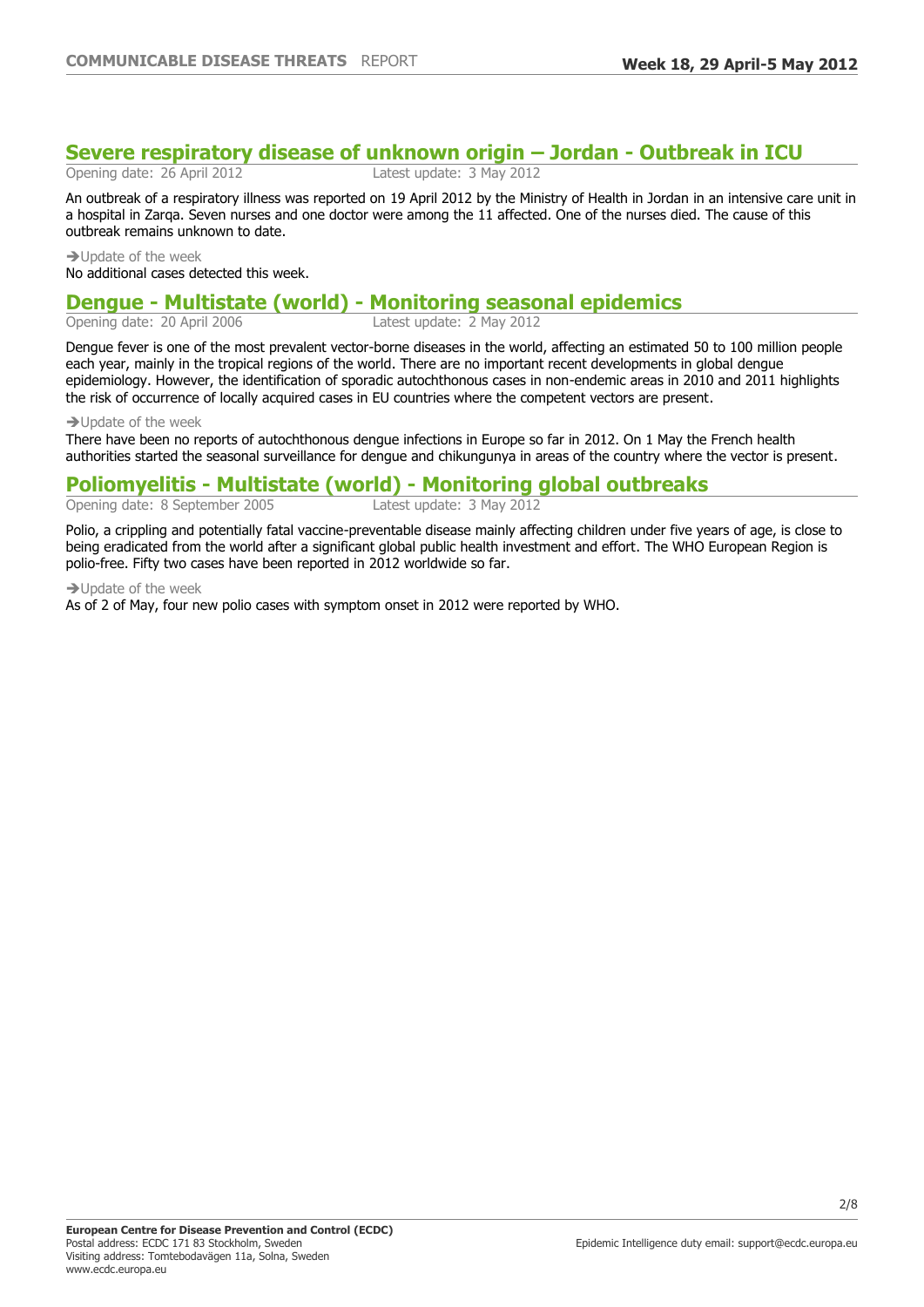## Severe respiratory disease of unknown origin – Jordan - Outbreak in ICU

Opening date: 26 April 2012 Latest update: 3 May 2012

An outbreak of a respiratory illness was reported on 19 April 2012 by the Ministry of Health in Jordan in an intensive care unit in a hospital in Zarqa. Seven nurses and one doctor were among the 11 affected. One of the nurses died. The cause of this outbreak remains unknown to date.

➔Update of the week

No additional cases detected this week.

## Dengue - Multistate (world) - Monitoring seasonal epidemics

Opening date: 20 April 2006 Latest update: 2 May 2012

Dengue fever is one of the most prevalent vector-borne diseases in the world, affecting an estimated 50 to 100 million people each year, mainly in the tropical regions of the world. There are no important recent developments in global dengue epidemiology. However, the identification of sporadic autochthonous cases in non-endemic areas in 2010 and 2011 highlights the risk of occurrence of locally acquired cases in EU countries where the competent vectors are present.

➔Update of the week

There have been no reports of autochthonous dengue infections in Europe so far in 2012. On 1 May the French health authorities started the seasonal surveillance for dengue and chikungunya in areas of the country where the vector is present.

## Poliomyelitis - Multistate (world) - Monitoring global outbreaks

Opening date: 8 September 2005 Latest update: 3 May 2012

Polio, a crippling and potentially fatal vaccine-preventable disease mainly affecting children under five years of age, is close to being eradicated from the world after a significant global public health investment and effort. The WHO European Region is polio-free. Fifty two cases have been reported in 2012 worldwide so far.

➔Update of the week

As of 2 of May, four new polio cases with symptom onset in 2012 were reported by WHO.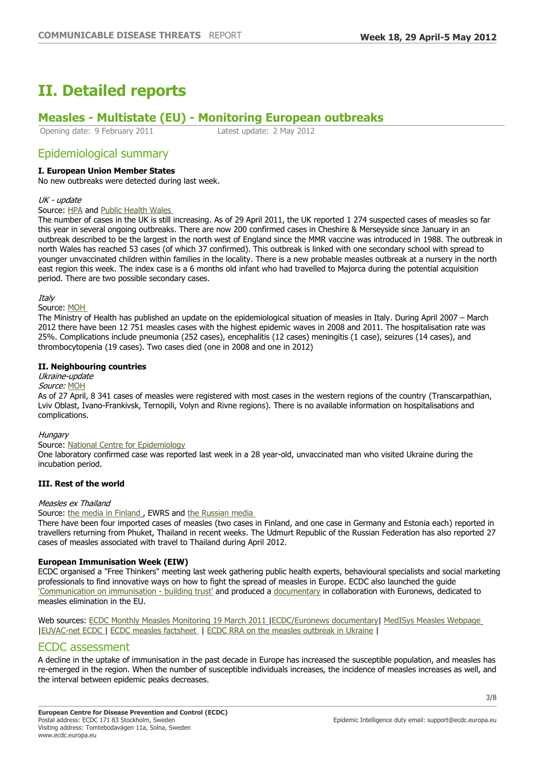# II. Detailed reports

## Measles - Multistate (EU) - Monitoring European outbreaks

Opening date: 9 February 2011 Latest update: 2 May 2012

### Epidemiological summary

**I. European Union Member States**

No new outbreaks were detected during last week.

*UK - update*

Source: HPA and Public Health Wales

The number of cases in the UK is still increasing. As of 29 April 2011, the UK reported 1 274 suspected cases of measles so far this year in several ongoing outbreaks. There are now 200 confirmed cases in Cheshire & Merseyside since January in an outbreak described to be the largest in the north west of England since the MMR vaccine was introduced in 1988. The outbreak in north Wales has reached 53 cases (of which 37 confirmed). This outbreak is linked with one secondary school with spread to younger unvaccinated children within families in the locality. There is a new probable measles outbreak at a nursery in the north east region this week. The index case is a 6 months old infant who had travelled to Majorca during the potential acquisition period. There are two possible secondary cases.

*Italy*

Source: MOH

The Ministry of Health has published an update on the epidemiological situation of measles in Italy. During April 2007 – March 2012 there have been 12 751 measles cases with the highest epidemic waves in 2008 and 2011. The hospitalisation rate was 25%. Complications include pneumonia (252 cases), encephalitis (12 cases) meningitis (1 case), seizures (14 cases), and thrombocytopenia (19 cases). Two cases died (one in 2008 and one in 2012)

**II. Neighbouring countries**

*Ukraine-update*

*Source:* MOH

As of 27 April, 8 341 cases of measles were registered with most cases in the western regions of the country (Transcarpathian, Lviv Oblast, Ivano-Frankivsk, Ternopili, Volyn and Rivne regions). There is no available information on hospitalisations and complications.

*Hungary*

Source: National Centre for Epidemiology

One laboratory confirmed case was reported last week in a 28 year-old, unvaccinated man who visited Ukraine during the incubation period.

**III. Rest of the world**

*Measles ex Thailand*

Source: the media in Finland , EWRS and the Russian media

There have been four imported cases of measles (two cases in Finland, and one case in Germany and Estonia each) reported in travellers returning from Phuket, Thailand in recent weeks. The Udmurt Republic of the Russian Federation has also reported 27 cases of measles associated with travel to Thailand during April 2012.

**European Immunisation Week (EIW)**

ECDC organised a "Free Thinkers" meeting last week gathering public health experts, behavioural specialists and social marketing professionals to find innovative ways on how to fight the spread of measles in Europe. ECDC also launched the guide 'Communication on immunisation - building trust' and produced a documentary in collaboration with Euronews, dedicated to measles elimination in the EU.

Web sources: ECDC Monthly Measles Monitoring 19 March 2011 |ECDC/Euronews documentary| MedISys Measles Webpage |EUVAC-net ECDC | ECDC measles factsheet | ECDC RRA on the measles outbreak in Ukraine |

### ECDC assessment

A decline in the uptake of immunisation in the past decade in Europe has increased the susceptible population, and measles has re-emerged in the region. When the number of susceptible individuals increases, the incidence of measles increases as well, and the interval between epidemic peaks decreases.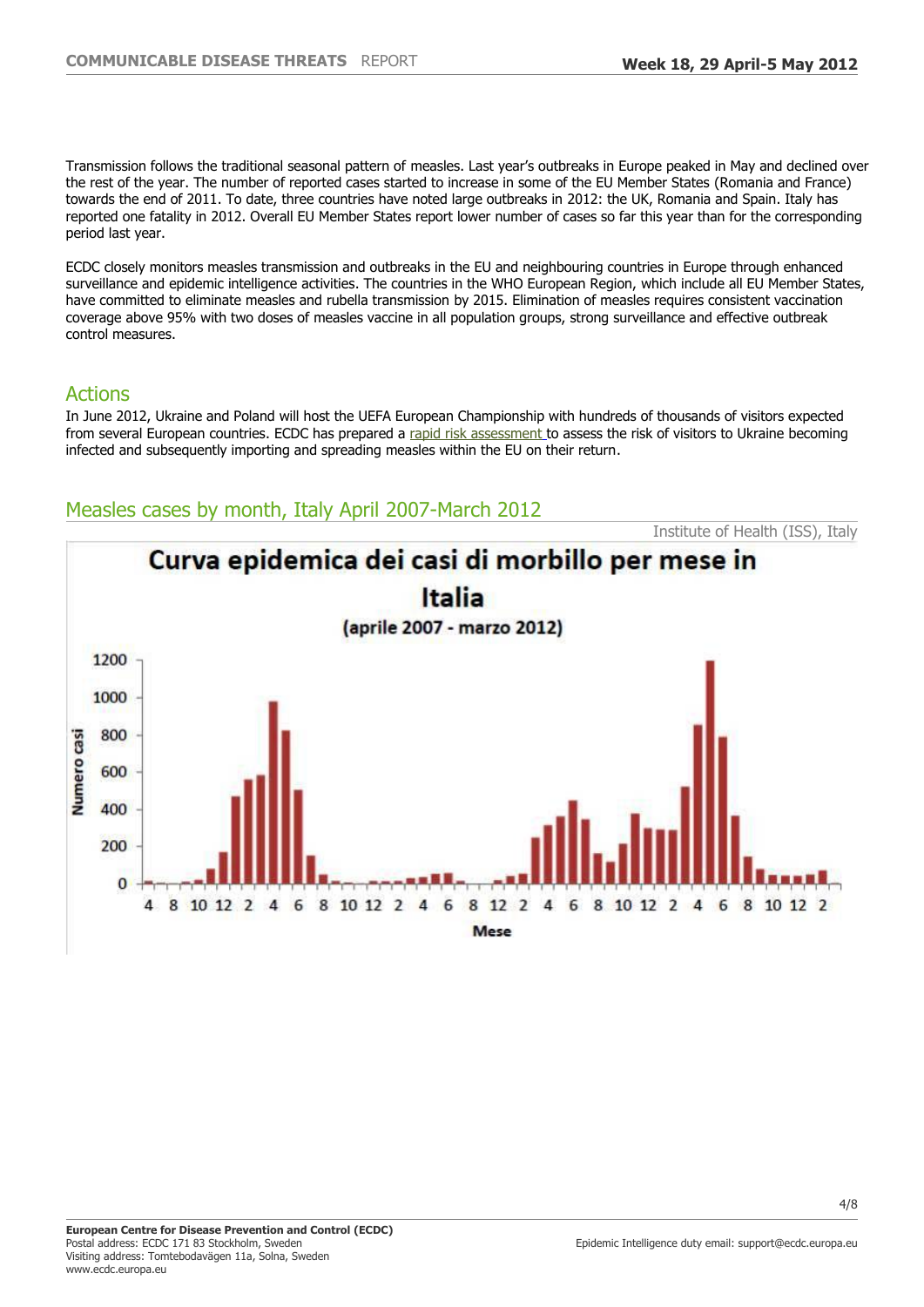Transmission follows the traditional seasonal pattern of measles. Last year's outbreaks in Europe peaked in May and declined over the rest of the year. The number of reported cases started to increase in some of the EU Member States (Romania and France) towards the end of 2011. To date, three countries have noted large outbreaks in 2012: the UK, Romania and Spain. Italy has reported one fatality in 2012. Overall EU Member States report lower number of cases so far this year than for the corresponding period last year.

ECDC closely monitors measles transmission and outbreaks in the EU and neighbouring countries in Europe through enhanced surveillance and epidemic intelligence activities. The countries in the WHO European Region, which include all EU Member States, have committed to eliminate measles and rubella transmission by 2015. Elimination of measles requires consistent vaccination coverage above 95% with two doses of measles vaccine in all population groups, strong surveillance and effective outbreak control measures.

## Actions

In June 2012, Ukraine and Poland will host the UEFA European Championship with hundreds of thousands of visitors expected from several European countries. ECDC has prepared a rapid risk assessment to assess the risk of visitors to Ukraine becoming infected and subsequently importing and spreading measles within the EU on their return.

## Measles cases by month, Italy April 2007-March 2012

Institute of Health (ISS), Italy

**Curva epidemica dei casi di morbillo per mese in Italia**

**(aprile 2007 - marzo 2012)**

Numero casi: 0, 200, 400, 600, 800, 1000, 1200

Mese: 4, 8, 10, 12, 2, 4, 6, 8, 10, 12, 2, 4, 6, 8, 12, 2, 4, 6, 8, 10, 12, 2, 4, 6, 8, 10, 12, 2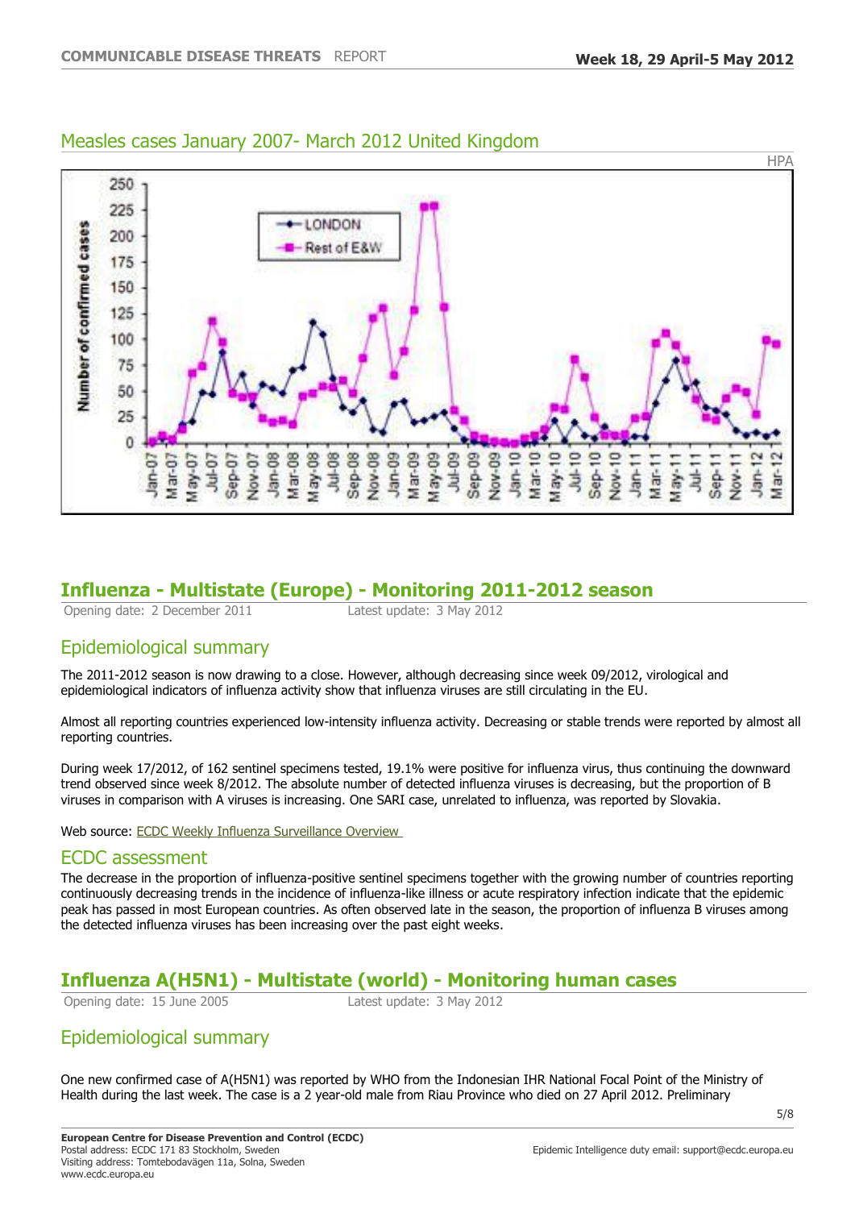## Measles cases January 2007- March 2012 United Kingdom

HPA

## Influenza - Multistate (Europe) - Monitoring 2011-2012 season

Opening date: 2 December 2011 Latest update: 3 May 2012

### Epidemiological summary

The 2011-2012 season is now drawing to a close. However, although decreasing since week 09/2012, virological and epidemiological indicators of influenza activity show that influenza viruses are still circulating in the EU.

Almost all reporting countries experienced low-intensity influenza activity. Decreasing or stable trends were reported by almost all reporting countries.

During week 17/2012, of 162 sentinel specimens tested, 19.1% were positive for influenza virus, thus continuing the downward trend observed since week 8/2012. The absolute number of detected influenza viruses is decreasing, but the proportion of B viruses in comparison with A viruses is increasing. One SARI case, unrelated to influenza, was reported by Slovakia.

Web source: ECDC Weekly Influenza Surveillance Overview

### ECDC assessment

The decrease in the proportion of influenza-positive sentinel specimens together with the growing number of countries reporting continuously decreasing trends in the incidence of influenza-like illness or acute respiratory infection indicate that the epidemic peak has passed in most European countries. As often observed late in the season, the proportion of influenza B viruses among the detected influenza viruses has been increasing over the past eight weeks.

## Influenza A(H5N1) - Multistate (world) - Monitoring human cases

Opening date: 15 June 2005 Latest update: 3 May 2012

### Epidemiological summary

One new confirmed case of A(H5N1) was reported by WHO from the Indonesian IHR National Focal Point of the Ministry of Health during the last week. The case is a 2 year-old male from Riau Province who died on 27 April 2012. Preliminary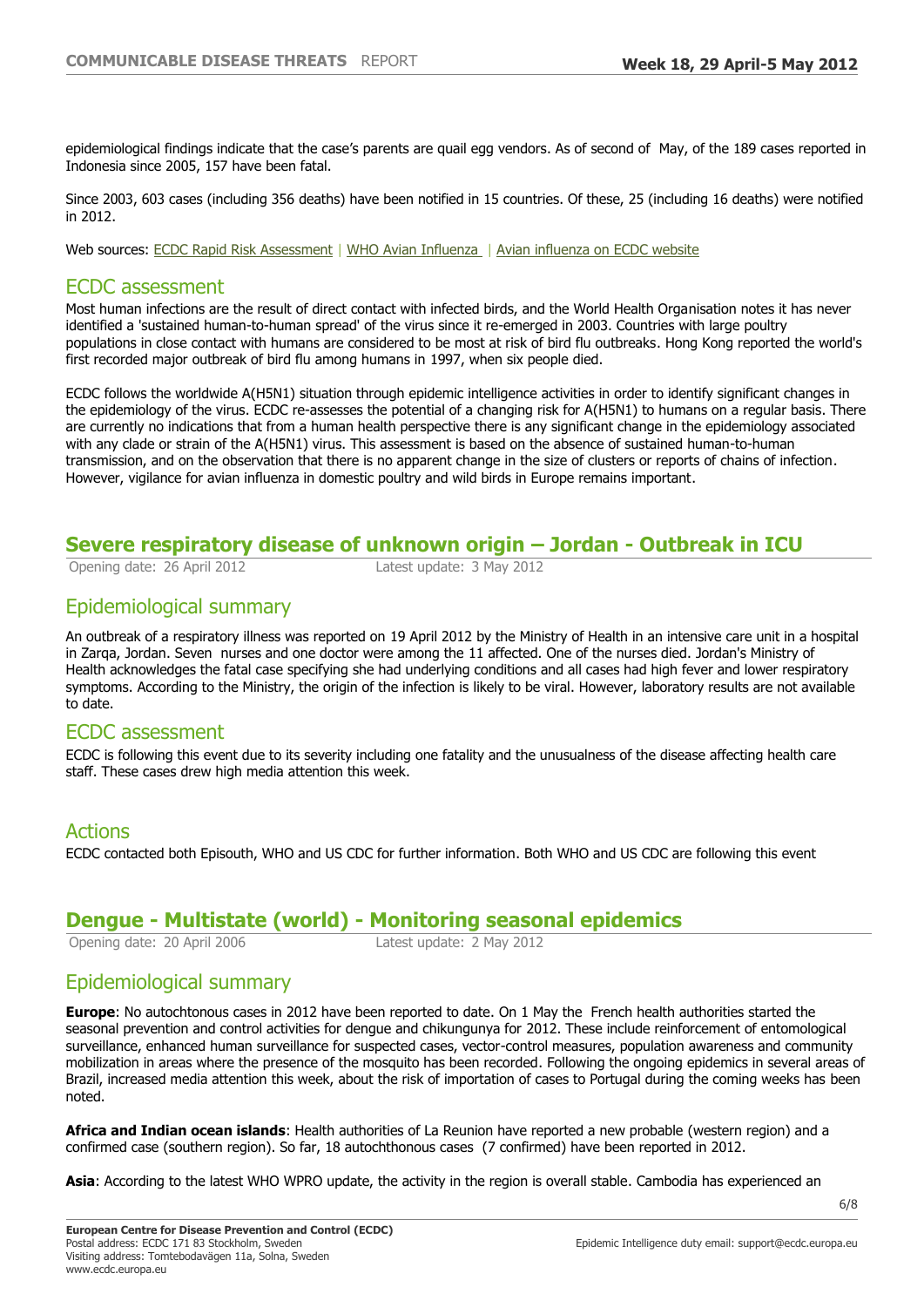epidemiological findings indicate that the case's parents are quail egg vendors. As of second of May, of the 189 cases reported in Indonesia since 2005, 157 have been fatal.

Since 2003, 603 cases (including 356 deaths) have been notified in 15 countries. Of these, 25 (including 16 deaths) were notified in 2012.

Web sources: ECDC Rapid Risk Assessment | WHO Avian Influenza | Avian influenza on ECDC website

## ECDC assessment

Most human infections are the result of direct contact with infected birds, and the World Health Organisation notes it has never identified a 'sustained human-to-human spread' of the virus since it re-emerged in 2003. Countries with large poultry populations in close contact with humans are considered to be most at risk of bird flu outbreaks. Hong Kong reported the world's first recorded major outbreak of bird flu among humans in 1997, when six people died.

ECDC follows the worldwide A(H5N1) situation through epidemic intelligence activities in order to identify significant changes in the epidemiology of the virus. ECDC re-assesses the potential of a changing risk for A(H5N1) to humans on a regular basis. There are currently no indications that from a human health perspective there is any significant change in the epidemiology associated with any clade or strain of the A(H5N1) virus. This assessment is based on the absence of sustained human-to-human transmission, and on the observation that there is no apparent change in the size of clusters or reports of chains of infection. However, vigilance for avian influenza in domestic poultry and wild birds in Europe remains important.

# Severe respiratory disease of unknown origin – Jordan - Outbreak in ICU

Opening date: 26 April 2012 Latest update: 3 May 2012

## Epidemiological summary

An outbreak of a respiratory illness was reported on 19 April 2012 by the Ministry of Health in an intensive care unit in a hospital in Zarqa, Jordan. Seven nurses and one doctor were among the 11 affected. One of the nurses died. Jordan's Ministry of Health acknowledges the fatal case specifying she had underlying conditions and all cases had high fever and lower respiratory symptoms. According to the Ministry, the origin of the infection is likely to be viral. However, laboratory results are not available to date.

## ECDC assessment

ECDC is following this event due to its severity including one fatality and the unusualness of the disease affecting health care staff. These cases drew high media attention this week.

## Actions

ECDC contacted both Episouth, WHO and US CDC for further information. Both WHO and US CDC are following this event

# Dengue - Multistate (world) - Monitoring seasonal epidemics

Opening date: 20 April 2006 Latest update: 2 May 2012

## Epidemiological summary

**Europe**: No autochtonous cases in 2012 have been reported to date. On 1 May the French health authorities started the seasonal prevention and control activities for dengue and chikungunya for 2012. These include reinforcement of entomological surveillance, enhanced human surveillance for suspected cases, vector-control measures, population awareness and community mobilization in areas where the presence of the mosquito has been recorded. Following the ongoing epidemics in several areas of Brazil, increased media attention this week, about the risk of importation of cases to Portugal during the coming weeks has been noted.

**Africa and Indian ocean islands**: Health authorities of La Reunion have reported a new probable (western region) and a confirmed case (southern region). So far, 18 autochthonous cases (7 confirmed) have been reported in 2012.

**Asia**: According to the latest WHO WPRO update, the activity in the region is overall stable. Cambodia has experienced an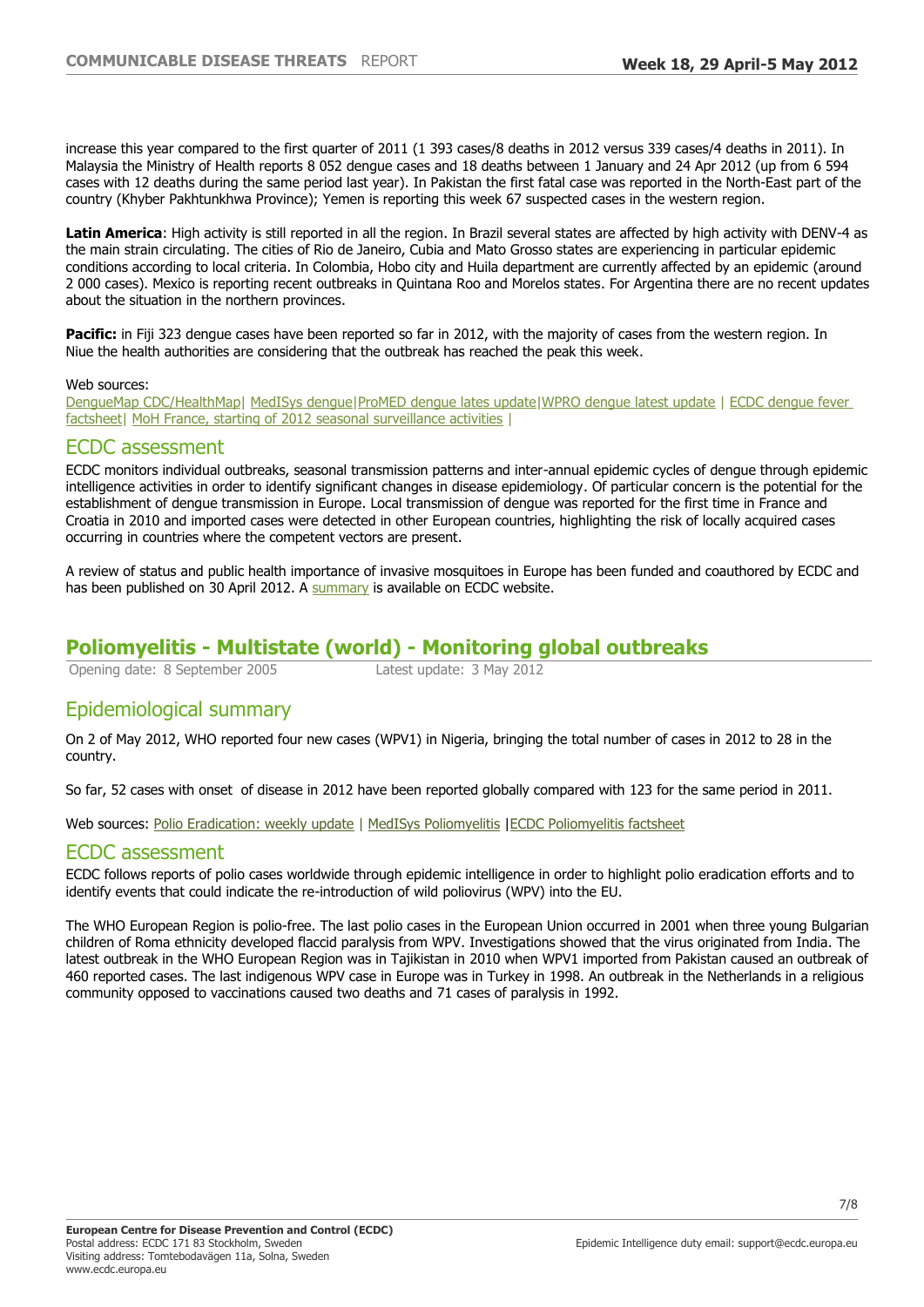increase this year compared to the first quarter of 2011 (1 393 cases/8 deaths in 2012 versus 339 cases/4 deaths in 2011). In Malaysia the Ministry of Health reports 8 052 dengue cases and 18 deaths between 1 January and 24 Apr 2012 (up from 6 594 cases with 12 deaths during the same period last year). In Pakistan the first fatal case was reported in the North-East part of the country (Khyber Pakhtunkhwa Province); Yemen is reporting this week 67 suspected cases in the western region.

**Latin America**: High activity is still reported in all the region. In Brazil several states are affected by high activity with DENV-4 as the main strain circulating. The cities of Rio de Janeiro, Cubia and Mato Grosso states are experiencing in particular epidemic conditions according to local criteria. In Colombia, Hobo city and Huila department are currently affected by an epidemic (around 2 000 cases). Mexico is reporting recent outbreaks in Quintana Roo and Morelos states. For Argentina there are no recent updates about the situation in the northern provinces.

**Pacific:** in Fiji 323 dengue cases have been reported so far in 2012, with the majority of cases from the western region. In Niue the health authorities are considering that the outbreak has reached the peak this week.

Web sources:
DengueMap CDC/HealthMap| MedISys dengue|ProMED dengue lates update|WPRO dengue latest update | ECDC dengue fever factsheet| MoH France, starting of 2012 seasonal surveillance activities |

## ECDC assessment

ECDC monitors individual outbreaks, seasonal transmission patterns and inter-annual epidemic cycles of dengue through epidemic intelligence activities in order to identify significant changes in disease epidemiology. Of particular concern is the potential for the establishment of dengue transmission in Europe. Local transmission of dengue was reported for the first time in France and Croatia in 2010 and imported cases were detected in other European countries, highlighting the risk of locally acquired cases occurring in countries where the competent vectors are present.

A review of status and public health importance of invasive mosquitoes in Europe has been funded and coauthored by ECDC and has been published on 30 April 2012. A summary is available on ECDC website.

# Poliomyelitis - Multistate (world) - Monitoring global outbreaks

Opening date: 8 September 2005 Latest update: 3 May 2012

## Epidemiological summary

On 2 of May 2012, WHO reported four new cases (WPV1) in Nigeria, bringing the total number of cases in 2012 to 28 in the country.

So far, 52 cases with onset of disease in 2012 have been reported globally compared with 123 for the same period in 2011.

Web sources: Polio Eradication: weekly update | MedISys Poliomyelitis |ECDC Poliomyelitis factsheet

## ECDC assessment

ECDC follows reports of polio cases worldwide through epidemic intelligence in order to highlight polio eradication efforts and to identify events that could indicate the re-introduction of wild poliovirus (WPV) into the EU.

The WHO European Region is polio-free. The last polio cases in the European Union occurred in 2001 when three young Bulgarian children of Roma ethnicity developed flaccid paralysis from WPV. Investigations showed that the virus originated from India. The latest outbreak in the WHO European Region was in Tajikistan in 2010 when WPV1 imported from Pakistan caused an outbreak of 460 reported cases. The last indigenous WPV case in Europe was in Turkey in 1998. An outbreak in the Netherlands in a religious community opposed to vaccinations caused two deaths and 71 cases of paralysis in 1992.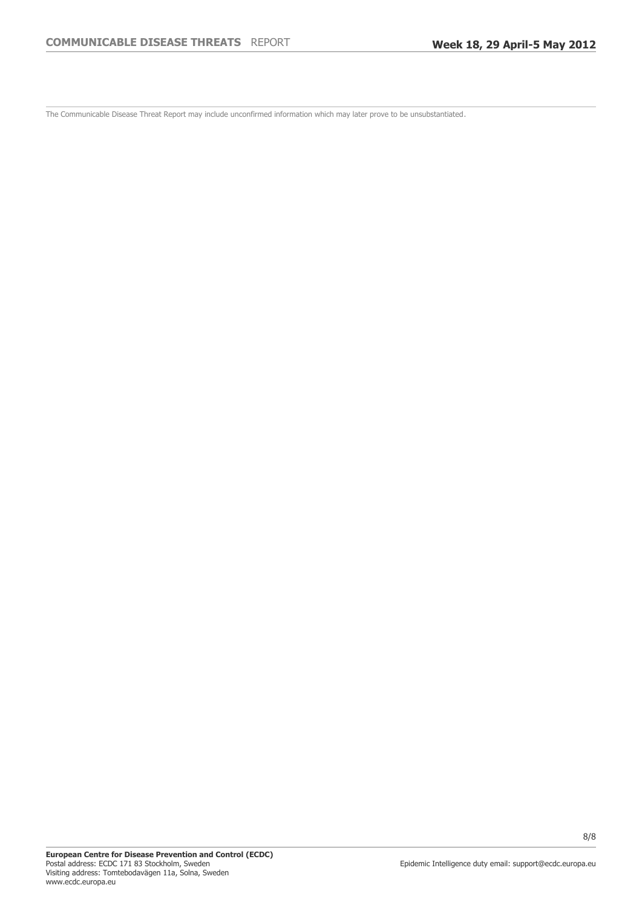The Communicable Disease Threat Report may include unconfirmed information which may later prove to be unsubstantiated.

**European Centre for Disease Prevention and Control (ECDC)**
Postal address: ECDC 171 83 Stockholm, Sweden
Visiting address: Tomtebodavägen 11a, Solna, Sweden
www.ecdc.europa.eu

Epidemic Intelligence duty email: support@ecdc.europa.eu